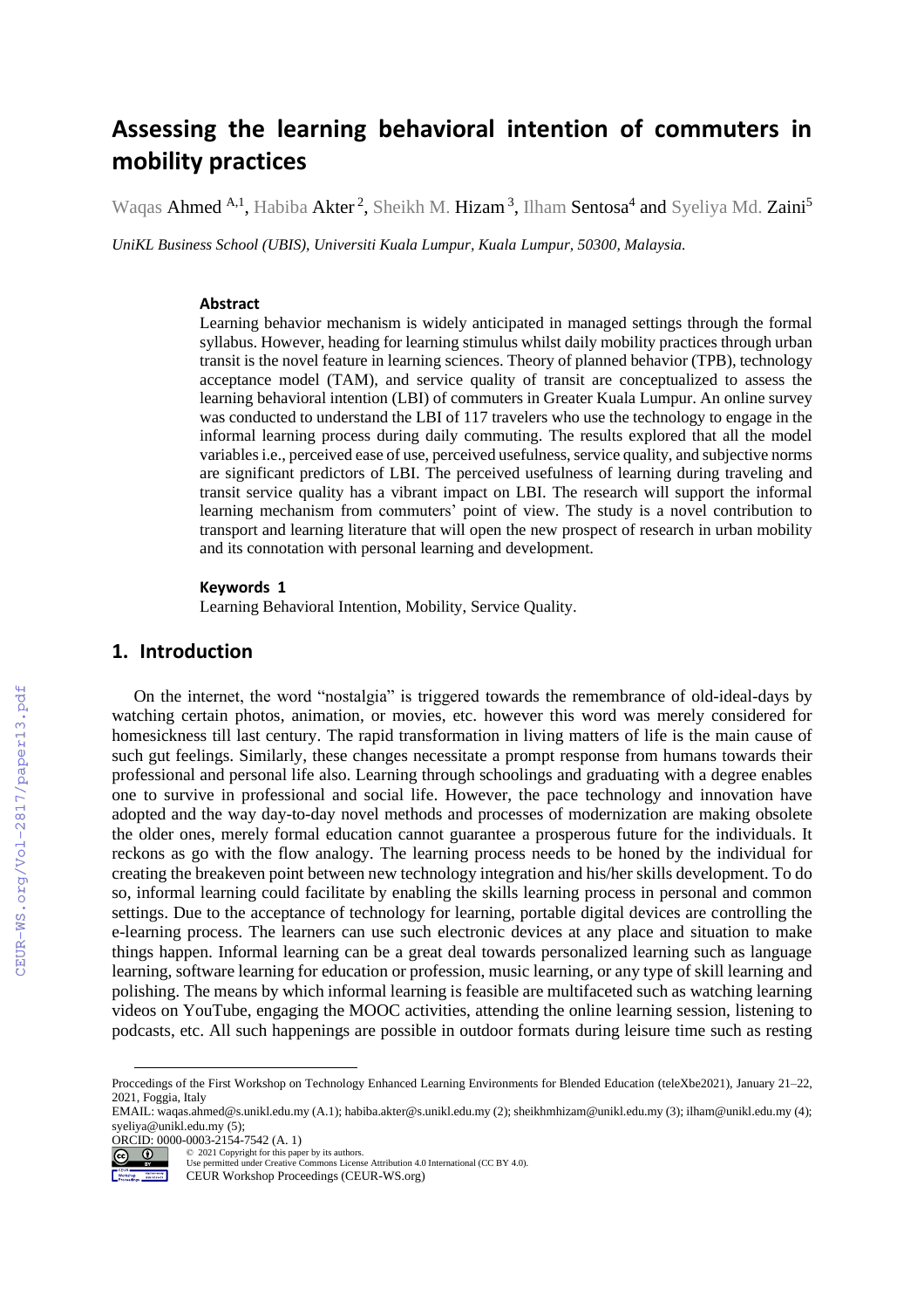# Assessing the learning behavioral intention of commuters in mobility practices

Waqas Ahmed [A,1], Habiba Akter [2], Sheikh M. Hizam [3], Ilham Sentosa[4] and Syeliya Md. Zaini[5]

*UniKL Business School (UBIS), Universiti Kuala Lumpur, Kuala Lumpur, 50300, Malaysia.*

### Abstract

Learning behavior mechanism is widely anticipated in managed settings through the formal syllabus. However, heading for learning stimulus whilst daily mobility practices through urban transit is the novel feature in learning sciences. Theory of planned behavior (TPB), technology acceptance model (TAM), and service quality of transit are conceptualized to assess the learning behavioral intention (LBI) of commuters in Greater Kuala Lumpur. An online survey was conducted to understand the LBI of 117 travelers who use the technology to engage in the informal learning process during daily commuting. The results explored that all the model variables i.e., perceived ease of use, perceived usefulness, service quality, and subjective norms are significant predictors of LBI. The perceived usefulness of learning during traveling and transit service quality has a vibrant impact on LBI. The research will support the informal learning mechanism from commuters' point of view. The study is a novel contribution to transport and learning literature that will open the new prospect of research in urban mobility and its connotation with personal learning and development.

### Keywords [1]

Learning Behavioral Intention, Mobility, Service Quality.

## 1. Introduction

On the internet, the word "nostalgia" is triggered towards the remembrance of old-ideal-days by watching certain photos, animation, or movies, etc. however this word was merely considered for homesickness till last century. The rapid transformation in living matters of life is the main cause of such gut feelings. Similarly, these changes necessitate a prompt response from humans towards their professional and personal life also. Learning through schoolings and graduating with a degree enables one to survive in professional and social life. However, the pace technology and innovation have adopted and the way day-to-day novel methods and processes of modernization are making obsolete the older ones, merely formal education cannot guarantee a prosperous future for the individuals. It reckons as go with the flow analogy. The learning process needs to be honed by the individual for creating the breakeven point between new technology integration and his/her skills development. To do so, informal learning could facilitate by enabling the skills learning process in personal and common settings. Due to the acceptance of technology for learning, portable digital devices are controlling the e-learning process. The learners can use such electronic devices at any place and situation to make things happen. Informal learning can be a great deal towards personalized learning such as language learning, software learning for education or profession, music learning, or any type of skill learning and polishing. The means by which informal learning is feasible are multifaceted such as watching learning videos on YouTube, engaging the MOOC activities, attending the online learning session, listening to podcasts, etc. All such happenings are possible in outdoor formats during leisure time such as resting

---

Proccedings of the First Workshop on Technology Enhanced Learning Environments for Blended Education (teleXbe2021), January 21–22, 2021, Foggia, Italy

EMAIL: waqas.ahmed@s.unikl.edu.my (A.1); habiba.akter@s.unikl.edu.my (2); sheikhmhizam@unikl.edu.my (3); ilham@unikl.edu.my (4); syeliya@unikl.edu.my (5);

ORCID: 0000-0003-2154-7542 (A. 1)

© 2021 Copyright for this paper by its authors.
Use permitted under Creative Commons License Attribution 4.0 International (CC BY 4.0).
CEUR Workshop Proceedings (CEUR-WS.org)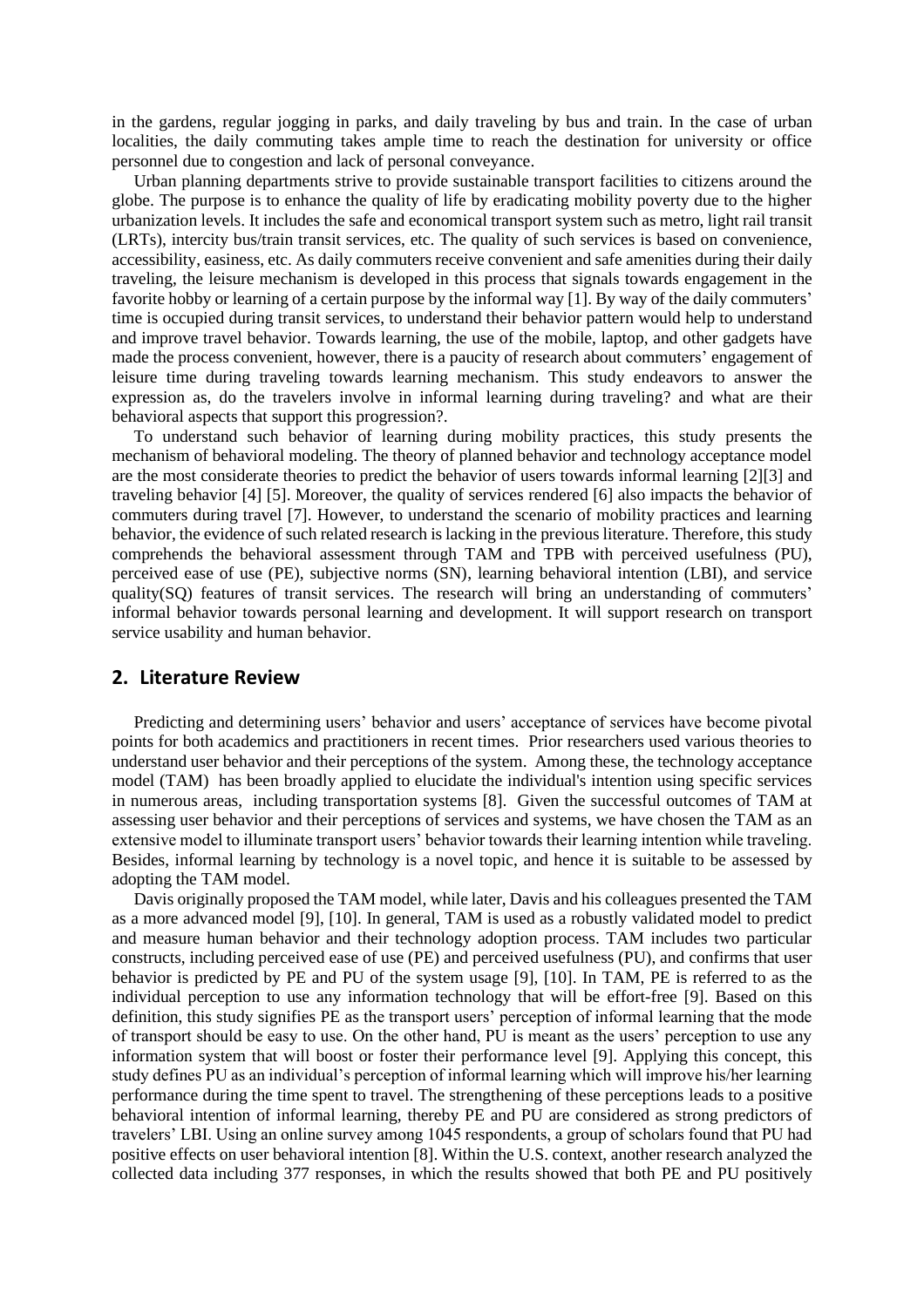in the gardens, regular jogging in parks, and daily traveling by bus and train. In the case of urban localities, the daily commuting takes ample time to reach the destination for university or office personnel due to congestion and lack of personal conveyance.

Urban planning departments strive to provide sustainable transport facilities to citizens around the globe. The purpose is to enhance the quality of life by eradicating mobility poverty due to the higher urbanization levels. It includes the safe and economical transport system such as metro, light rail transit (LRTs), intercity bus/train transit services, etc. The quality of such services is based on convenience, accessibility, easiness, etc. As daily commuters receive convenient and safe amenities during their daily traveling, the leisure mechanism is developed in this process that signals towards engagement in the favorite hobby or learning of a certain purpose by the informal way [1]. By way of the daily commuters' time is occupied during transit services, to understand their behavior pattern would help to understand and improve travel behavior. Towards learning, the use of the mobile, laptop, and other gadgets have made the process convenient, however, there is a paucity of research about commuters' engagement of leisure time during traveling towards learning mechanism. This study endeavors to answer the expression as, do the travelers involve in informal learning during traveling? and what are their behavioral aspects that support this progression?.

To understand such behavior of learning during mobility practices, this study presents the mechanism of behavioral modeling. The theory of planned behavior and technology acceptance model are the most considerate theories to predict the behavior of users towards informal learning [2][3] and traveling behavior [4] [5]. Moreover, the quality of services rendered [6] also impacts the behavior of commuters during travel [7]. However, to understand the scenario of mobility practices and learning behavior, the evidence of such related research is lacking in the previous literature. Therefore, this study comprehends the behavioral assessment through TAM and TPB with perceived usefulness (PU), perceived ease of use (PE), subjective norms (SN), learning behavioral intention (LBI), and service quality(SQ) features of transit services. The research will bring an understanding of commuters' informal behavior towards personal learning and development. It will support research on transport service usability and human behavior.

## 2. Literature Review

Predicting and determining users' behavior and users' acceptance of services have become pivotal points for both academics and practitioners in recent times. Prior researchers used various theories to understand user behavior and their perceptions of the system. Among these, the technology acceptance model (TAM) has been broadly applied to elucidate the individual's intention using specific services in numerous areas, including transportation systems [8]. Given the successful outcomes of TAM at assessing user behavior and their perceptions of services and systems, we have chosen the TAM as an extensive model to illuminate transport users' behavior towards their learning intention while traveling. Besides, informal learning by technology is a novel topic, and hence it is suitable to be assessed by adopting the TAM model.

Davis originally proposed the TAM model, while later, Davis and his colleagues presented the TAM as a more advanced model [9], [10]. In general, TAM is used as a robustly validated model to predict and measure human behavior and their technology adoption process. TAM includes two particular constructs, including perceived ease of use (PE) and perceived usefulness (PU), and confirms that user behavior is predicted by PE and PU of the system usage [9], [10]. In TAM, PE is referred to as the individual perception to use any information technology that will be effort-free [9]. Based on this definition, this study signifies PE as the transport users' perception of informal learning that the mode of transport should be easy to use. On the other hand, PU is meant as the users' perception to use any information system that will boost or foster their performance level [9]. Applying this concept, this study defines PU as an individual's perception of informal learning which will improve his/her learning performance during the time spent to travel. The strengthening of these perceptions leads to a positive behavioral intention of informal learning, thereby PE and PU are considered as strong predictors of travelers' LBI. Using an online survey among 1045 respondents, a group of scholars found that PU had positive effects on user behavioral intention [8]. Within the U.S. context, another research analyzed the collected data including 377 responses, in which the results showed that both PE and PU positively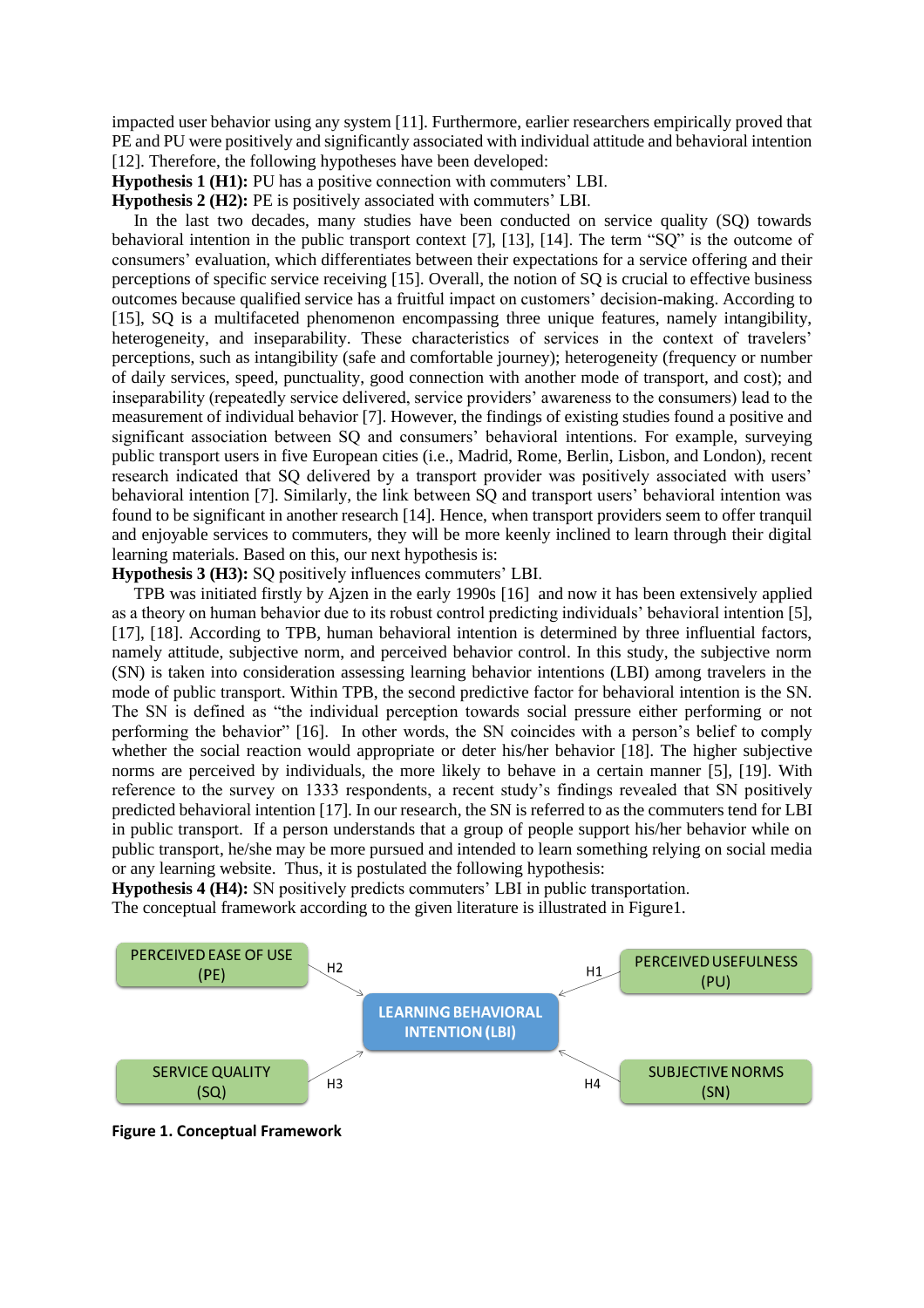impacted user behavior using any system [11]. Furthermore, earlier researchers empirically proved that PE and PU were positively and significantly associated with individual attitude and behavioral intention [12]. Therefore, the following hypotheses have been developed:

**Hypothesis 1 (H1):** PU has a positive connection with commuters' LBI.

**Hypothesis 2 (H2):** PE is positively associated with commuters' LBI.

In the last two decades, many studies have been conducted on service quality (SQ) towards behavioral intention in the public transport context [7], [13], [14]. The term "SQ" is the outcome of consumers' evaluation, which differentiates between their expectations for a service offering and their perceptions of specific service receiving [15]. Overall, the notion of SQ is crucial to effective business outcomes because qualified service has a fruitful impact on customers' decision-making. According to [15], SQ is a multifaceted phenomenon encompassing three unique features, namely intangibility, heterogeneity, and inseparability. These characteristics of services in the context of travelers' perceptions, such as intangibility (safe and comfortable journey); heterogeneity (frequency or number of daily services, speed, punctuality, good connection with another mode of transport, and cost); and inseparability (repeatedly service delivered, service providers' awareness to the consumers) lead to the measurement of individual behavior [7]. However, the findings of existing studies found a positive and significant association between SQ and consumers' behavioral intentions. For example, surveying public transport users in five European cities (i.e., Madrid, Rome, Berlin, Lisbon, and London), recent research indicated that SQ delivered by a transport provider was positively associated with users' behavioral intention [7]. Similarly, the link between SQ and transport users' behavioral intention was found to be significant in another research [14]. Hence, when transport providers seem to offer tranquil and enjoyable services to commuters, they will be more keenly inclined to learn through their digital learning materials. Based on this, our next hypothesis is:

**Hypothesis 3 (H3):** SQ positively influences commuters' LBI.

TPB was initiated firstly by Ajzen in the early 1990s [16] and now it has been extensively applied as a theory on human behavior due to its robust control predicting individuals' behavioral intention [5], [17], [18]. According to TPB, human behavioral intention is determined by three influential factors, namely attitude, subjective norm, and perceived behavior control. In this study, the subjective norm (SN) is taken into consideration assessing learning behavior intentions (LBI) among travelers in the mode of public transport. Within TPB, the second predictive factor for behavioral intention is the SN. The SN is defined as "the individual perception towards social pressure either performing or not performing the behavior" [16]. In other words, the SN coincides with a person's belief to comply whether the social reaction would appropriate or deter his/her behavior [18]. The higher subjective norms are perceived by individuals, the more likely to behave in a certain manner [5], [19]. With reference to the survey on 1333 respondents, a recent study's findings revealed that SN positively predicted behavioral intention [17]. In our research, the SN is referred to as the commuters tend for LBI in public transport. If a person understands that a group of people support his/her behavior while on public transport, he/she may be more pursued and intended to learn something relying on social media or any learning website. Thus, it is postulated the following hypothesis:

**Hypothesis 4 (H4):** SN positively predicts commuters' LBI in public transportation.

The conceptual framework according to the given literature is illustrated in Figure1.

PERCEIVED EASE OF USE (PE) —H2→ LEARNING BEHAVIORAL INTENTION (LBI)

PERCEIVED USEFULNESS (PU) —H1→ LEARNING BEHAVIORAL INTENTION (LBI)

SERVICE QUALITY (SQ) —H3→ LEARNING BEHAVIORAL INTENTION (LBI)

SUBJECTIVE NORMS (SN) —H4→ LEARNING BEHAVIORAL INTENTION (LBI)

**Figure 1. Conceptual Framework**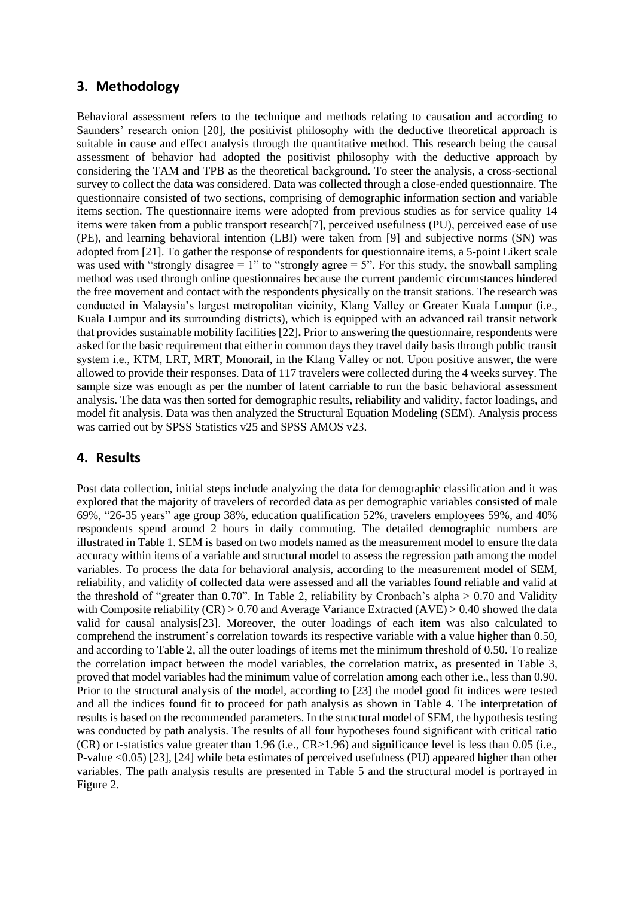## 3. Methodology

Behavioral assessment refers to the technique and methods relating to causation and according to Saunders' research onion [20], the positivist philosophy with the deductive theoretical approach is suitable in cause and effect analysis through the quantitative method. This research being the causal assessment of behavior had adopted the positivist philosophy with the deductive approach by considering the TAM and TPB as the theoretical background. To steer the analysis, a cross-sectional survey to collect the data was considered. Data was collected through a close-ended questionnaire. The questionnaire consisted of two sections, comprising of demographic information section and variable items section. The questionnaire items were adopted from previous studies as for service quality 14 items were taken from a public transport research[7], perceived usefulness (PU), perceived ease of use (PE), and learning behavioral intention (LBI) were taken from [9] and subjective norms (SN) was adopted from [21]. To gather the response of respondents for questionnaire items, a 5-point Likert scale was used with "strongly disagree = 1" to "strongly agree = 5". For this study, the snowball sampling method was used through online questionnaires because the current pandemic circumstances hindered the free movement and contact with the respondents physically on the transit stations. The research was conducted in Malaysia's largest metropolitan vicinity, Klang Valley or Greater Kuala Lumpur (i.e., Kuala Lumpur and its surrounding districts), which is equipped with an advanced rail transit network that provides sustainable mobility facilities [22]. Prior to answering the questionnaire, respondents were asked for the basic requirement that either in common days they travel daily basis through public transit system i.e., KTM, LRT, MRT, Monorail, in the Klang Valley or not. Upon positive answer, the were allowed to provide their responses. Data of 117 travelers were collected during the 4 weeks survey. The sample size was enough as per the number of latent carriable to run the basic behavioral assessment analysis. The data was then sorted for demographic results, reliability and validity, factor loadings, and model fit analysis. Data was then analyzed the Structural Equation Modeling (SEM). Analysis process was carried out by SPSS Statistics v25 and SPSS AMOS v23.

## 4. Results

Post data collection, initial steps include analyzing the data for demographic classification and it was explored that the majority of travelers of recorded data as per demographic variables consisted of male 69%, "26-35 years" age group 38%, education qualification 52%, travelers employees 59%, and 40% respondents spend around 2 hours in daily commuting. The detailed demographic numbers are illustrated in Table 1. SEM is based on two models named as the measurement model to ensure the data accuracy within items of a variable and structural model to assess the regression path among the model variables. To process the data for behavioral analysis, according to the measurement model of SEM, reliability, and validity of collected data were assessed and all the variables found reliable and valid at the threshold of "greater than 0.70". In Table 2, reliability by Cronbach's alpha > 0.70 and Validity with Composite reliability (CR) > 0.70 and Average Variance Extracted (AVE) > 0.40 showed the data valid for causal analysis[23]. Moreover, the outer loadings of each item was also calculated to comprehend the instrument's correlation towards its respective variable with a value higher than 0.50, and according to Table 2, all the outer loadings of items met the minimum threshold of 0.50. To realize the correlation impact between the model variables, the correlation matrix, as presented in Table 3, proved that model variables had the minimum value of correlation among each other i.e., less than 0.90. Prior to the structural analysis of the model, according to [23] the model good fit indices were tested and all the indices found fit to proceed for path analysis as shown in Table 4. The interpretation of results is based on the recommended parameters. In the structural model of SEM, the hypothesis testing was conducted by path analysis. The results of all four hypotheses found significant with critical ratio (CR) or t-statistics value greater than 1.96 (i.e., CR>1.96) and significance level is less than 0.05 (i.e., P-value <0.05) [23], [24] while beta estimates of perceived usefulness (PU) appeared higher than other variables. The path analysis results are presented in Table 5 and the structural model is portrayed in Figure 2.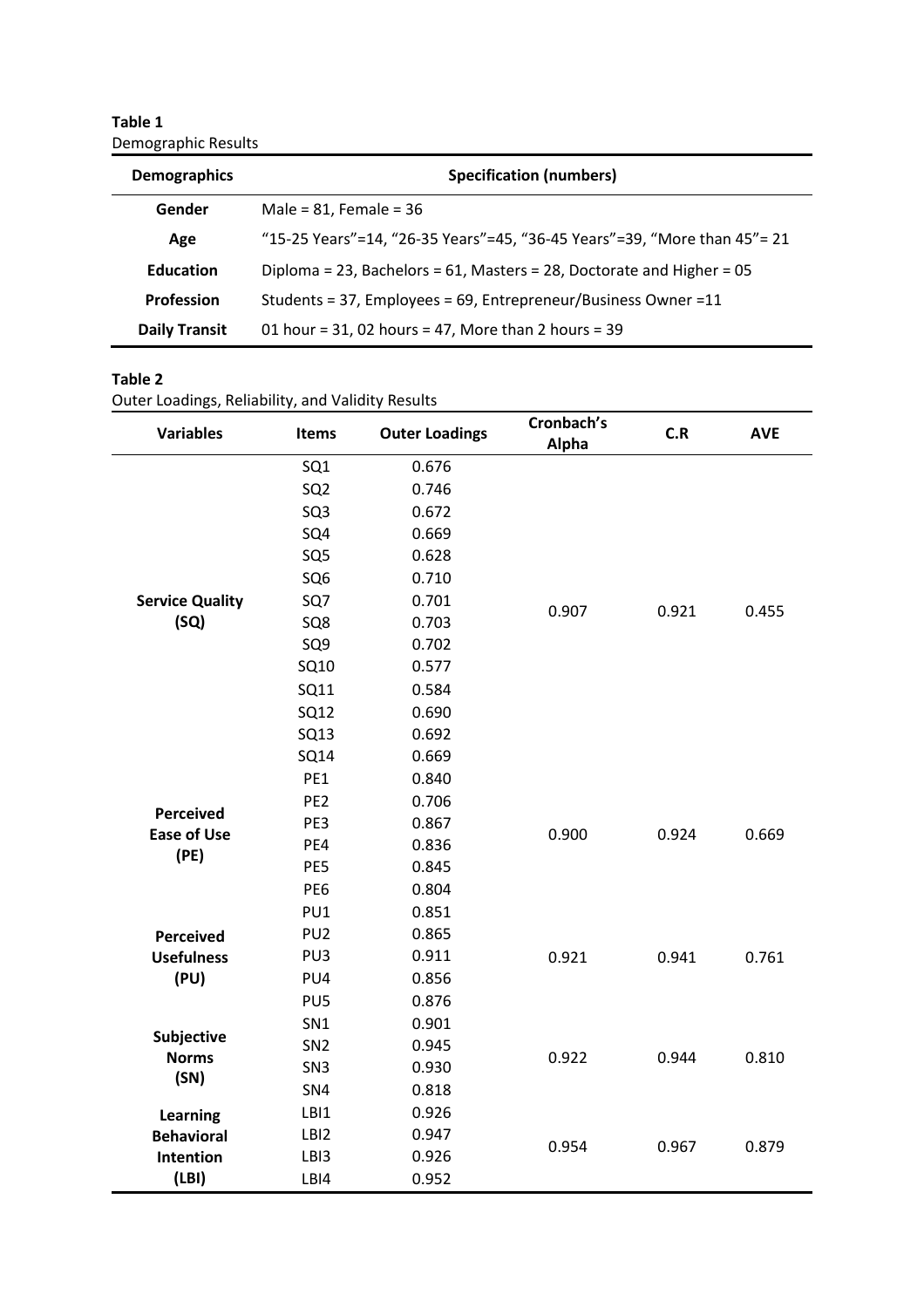**Table 1**
Demographic Results

| Demographics | Specification (numbers) |
|---|---|
| Gender | Male = 81, Female = 36 |
| Age | "15-25 Years"=14, "26-35 Years"=45, "36-45 Years"=39, "More than 45"= 21 |
| Education | Diploma = 23, Bachelors = 61, Masters = 28, Doctorate and Higher = 05 |
| Profession | Students = 37, Employees = 69, Entrepreneur/Business Owner =11 |
| Daily Transit | 01 hour = 31, 02 hours = 47, More than 2 hours = 39 |

**Table 2**
Outer Loadings, Reliability, and Validity Results

| Variables | Items | Outer Loadings | Cronbach's Alpha | C.R | AVE |
|---|---|---|---|---|---|
| Service Quality (SQ) | SQ1 | 0.676 | 0.907 | 0.921 | 0.455 |
| | SQ2 | 0.746 | | | |
| | SQ3 | 0.672 | | | |
| | SQ4 | 0.669 | | | |
| | SQ5 | 0.628 | | | |
| | SQ6 | 0.710 | | | |
| | SQ7 | 0.701 | | | |
| | SQ8 | 0.703 | | | |
| | SQ9 | 0.702 | | | |
| | SQ10 | 0.577 | | | |
| | SQ11 | 0.584 | | | |
| | SQ12 | 0.690 | | | |
| | SQ13 | 0.692 | | | |
| | SQ14 | 0.669 | | | |
| Perceived Ease of Use (PE) | PE1 | 0.840 | 0.900 | 0.924 | 0.669 |
| | PE2 | 0.706 | | | |
| | PE3 | 0.867 | | | |
| | PE4 | 0.836 | | | |
| | PE5 | 0.845 | | | |
| | PE6 | 0.804 | | | |
| Perceived Usefulness (PU) | PU1 | 0.851 | 0.921 | 0.941 | 0.761 |
| | PU2 | 0.865 | | | |
| | PU3 | 0.911 | | | |
| | PU4 | 0.856 | | | |
| | PU5 | 0.876 | | | |
| Subjective Norms (SN) | SN1 | 0.901 | 0.922 | 0.944 | 0.810 |
| | SN2 | 0.945 | | | |
| | SN3 | 0.930 | | | |
| | SN4 | 0.818 | | | |
| Learning Behavioral Intention (LBI) | LBI1 | 0.926 | 0.954 | 0.967 | 0.879 |
| | LBI2 | 0.947 | | | |
| | LBI3 | 0.926 | | | |
| | LBI4 | 0.952 | | | |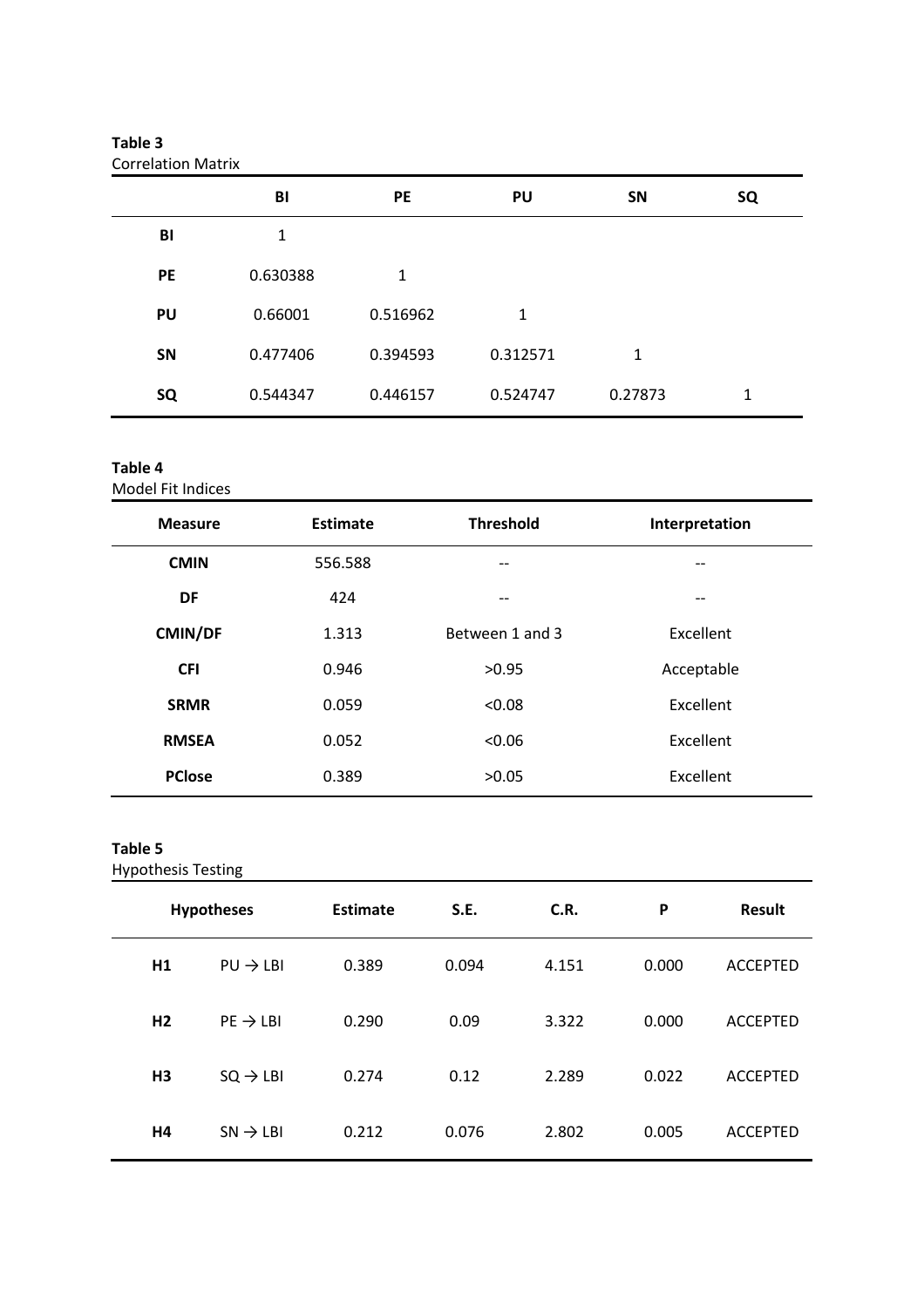**Table 3**
Correlation Matrix

| | BI | PE | PU | SN | SQ |
|---|---|---|---|---|---|
| **BI** | 1 | | | | |
| **PE** | 0.630388 | 1 | | | |
| **PU** | 0.66001 | 0.516962 | 1 | | |
| **SN** | 0.477406 | 0.394593 | 0.312571 | 1 | |
| **SQ** | 0.544347 | 0.446157 | 0.524747 | 0.27873 | 1 |

**Table 4**
Model Fit Indices

| Measure | Estimate | Threshold | Interpretation |
|---|---|---|---|
| **CMIN** | 556.588 | -- | -- |
| **DF** | 424 | -- | -- |
| **CMIN/DF** | 1.313 | Between 1 and 3 | Excellent |
| **CFI** | 0.946 | >0.95 | Acceptable |
| **SRMR** | 0.059 | <0.08 | Excellent |
| **RMSEA** | 0.052 | <0.06 | Excellent |
| **PClose** | 0.389 | >0.05 | Excellent |

**Table 5**
Hypothesis Testing

| Hypotheses | | Estimate | S.E. | C.R. | P | Result |
|---|---|---|---|---|---|---|
| **H1** | PU → LBI | 0.389 | 0.094 | 4.151 | 0.000 | ACCEPTED |
| **H2** | PE → LBI | 0.290 | 0.09 | 3.322 | 0.000 | ACCEPTED |
| **H3** | SQ → LBI | 0.274 | 0.12 | 2.289 | 0.022 | ACCEPTED |
| **H4** | SN → LBI | 0.212 | 0.076 | 2.802 | 0.005 | ACCEPTED |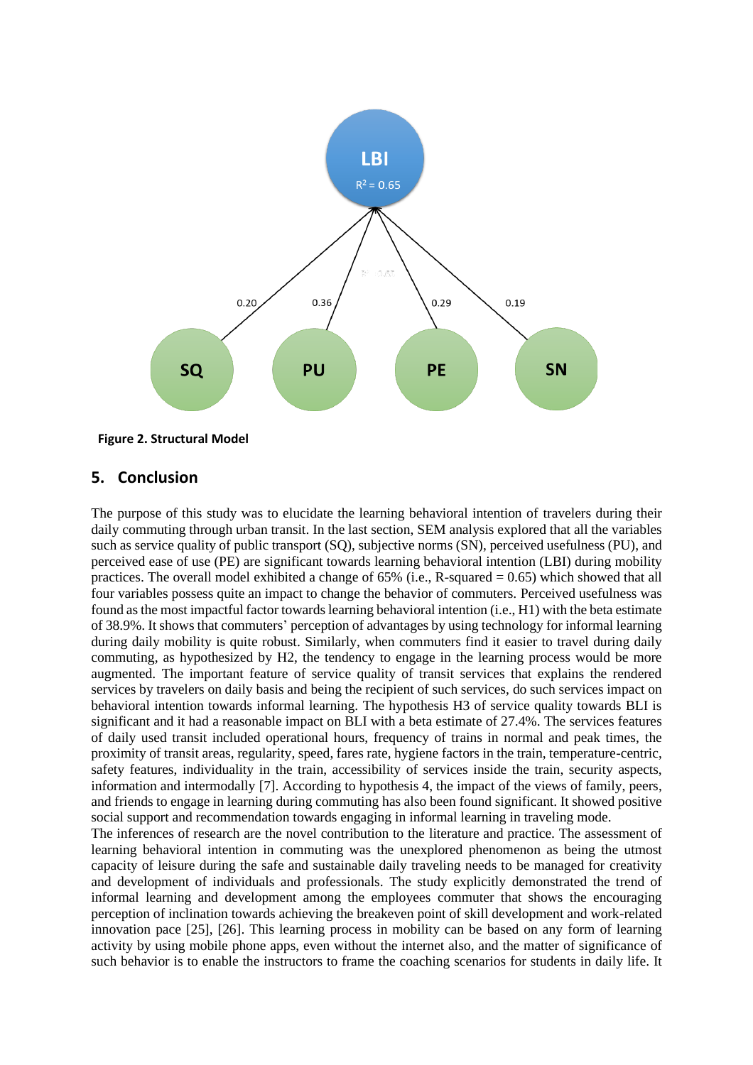Figure 2. Structural Model

## 5. Conclusion

The purpose of this study was to elucidate the learning behavioral intention of travelers during their daily commuting through urban transit. In the last section, SEM analysis explored that all the variables such as service quality of public transport (SQ), subjective norms (SN), perceived usefulness (PU), and perceived ease of use (PE) are significant towards learning behavioral intention (LBI) during mobility practices. The overall model exhibited a change of 65% (i.e., R-squared = 0.65) which showed that all four variables possess quite an impact to change the behavior of commuters. Perceived usefulness was found as the most impactful factor towards learning behavioral intention (i.e., H1) with the beta estimate of 38.9%. It shows that commuters' perception of advantages by using technology for informal learning during daily mobility is quite robust. Similarly, when commuters find it easier to travel during daily commuting, as hypothesized by H2, the tendency to engage in the learning process would be more augmented. The important feature of service quality of transit services that explains the rendered services by travelers on daily basis and being the recipient of such services, do such services impact on behavioral intention towards informal learning. The hypothesis H3 of service quality towards BLI is significant and it had a reasonable impact on BLI with a beta estimate of 27.4%. The services features of daily used transit included operational hours, frequency of trains in normal and peak times, the proximity of transit areas, regularity, speed, fares rate, hygiene factors in the train, temperature-centric, safety features, individuality in the train, accessibility of services inside the train, security aspects, information and intermodally [7]. According to hypothesis 4, the impact of the views of family, peers, and friends to engage in learning during commuting has also been found significant. It showed positive social support and recommendation towards engaging in informal learning in traveling mode.

The inferences of research are the novel contribution to the literature and practice. The assessment of learning behavioral intention in commuting was the unexplored phenomenon as being the utmost capacity of leisure during the safe and sustainable daily traveling needs to be managed for creativity and development of individuals and professionals. The study explicitly demonstrated the trend of informal learning and development among the employees commuter that shows the encouraging perception of inclination towards achieving the breakeven point of skill development and work-related innovation pace [25], [26]. This learning process in mobility can be based on any form of learning activity by using mobile phone apps, even without the internet also, and the matter of significance of such behavior is to enable the instructors to frame the coaching scenarios for students in daily life. It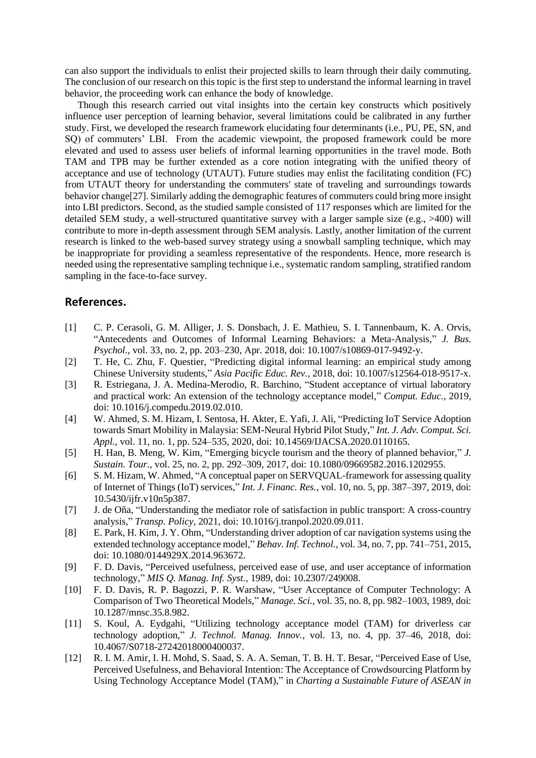can also support the individuals to enlist their projected skills to learn through their daily commuting. The conclusion of our research on this topic is the first step to understand the informal learning in travel behavior, the proceeding work can enhance the body of knowledge.

Though this research carried out vital insights into the certain key constructs which positively influence user perception of learning behavior, several limitations could be calibrated in any further study. First, we developed the research framework elucidating four determinants (i.e., PU, PE, SN, and SQ) of commuters' LBI. From the academic viewpoint, the proposed framework could be more elevated and used to assess user beliefs of informal learning opportunities in the travel mode. Both TAM and TPB may be further extended as a core notion integrating with the unified theory of acceptance and use of technology (UTAUT). Future studies may enlist the facilitating condition (FC) from UTAUT theory for understanding the commuters' state of traveling and surroundings towards behavior change[27]. Similarly adding the demographic features of commuters could bring more insight into LBI predictors. Second, as the studied sample consisted of 117 responses which are limited for the detailed SEM study, a well-structured quantitative survey with a larger sample size (e.g., >400) will contribute to more in-depth assessment through SEM analysis. Lastly, another limitation of the current research is linked to the web-based survey strategy using a snowball sampling technique, which may be inappropriate for providing a seamless representative of the respondents. Hence, more research is needed using the representative sampling technique i.e., systematic random sampling, stratified random sampling in the face-to-face survey.

## References.

[1] C. P. Cerasoli, G. M. Alliger, J. S. Donsbach, J. E. Mathieu, S. I. Tannenbaum, K. A. Orvis, "Antecedents and Outcomes of Informal Learning Behaviors: a Meta-Analysis," *J. Bus. Psychol.*, vol. 33, no. 2, pp. 203–230, Apr. 2018, doi: 10.1007/s10869-017-9492-y.

[2] T. He, C. Zhu, F. Questier, "Predicting digital informal learning: an empirical study among Chinese University students," *Asia Pacific Educ. Rev.*, 2018, doi: 10.1007/s12564-018-9517-x.

[3] R. Estriegana, J. A. Medina-Merodio, R. Barchino, "Student acceptance of virtual laboratory and practical work: An extension of the technology acceptance model," *Comput. Educ.*, 2019, doi: 10.1016/j.compedu.2019.02.010.

[4] W. Ahmed, S. M. Hizam, I. Sentosa, H. Akter, E. Yafi, J. Ali, "Predicting IoT Service Adoption towards Smart Mobility in Malaysia: SEM-Neural Hybrid Pilot Study," *Int. J. Adv. Comput. Sci. Appl.*, vol. 11, no. 1, pp. 524–535, 2020, doi: 10.14569/IJACSA.2020.0110165.

[5] H. Han, B. Meng, W. Kim, "Emerging bicycle tourism and the theory of planned behavior," *J. Sustain. Tour.*, vol. 25, no. 2, pp. 292–309, 2017, doi: 10.1080/09669582.2016.1202955.

[6] S. M. Hizam, W. Ahmed, "A conceptual paper on SERVQUAL-framework for assessing quality of Internet of Things (IoT) services," *Int. J. Financ. Res.*, vol. 10, no. 5, pp. 387–397, 2019, doi: 10.5430/ijfr.v10n5p387.

[7] J. de Oña, "Understanding the mediator role of satisfaction in public transport: A cross-country analysis," *Transp. Policy*, 2021, doi: 10.1016/j.tranpol.2020.09.011.

[8] E. Park, H. Kim, J. Y. Ohm, "Understanding driver adoption of car navigation systems using the extended technology acceptance model," *Behav. Inf. Technol.*, vol. 34, no. 7, pp. 741–751, 2015, doi: 10.1080/0144929X.2014.963672.

[9] F. D. Davis, "Perceived usefulness, perceived ease of use, and user acceptance of information technology," *MIS Q. Manag. Inf. Syst.*, 1989, doi: 10.2307/249008.

[10] F. D. Davis, R. P. Bagozzi, P. R. Warshaw, "User Acceptance of Computer Technology: A Comparison of Two Theoretical Models," *Manage. Sci.*, vol. 35, no. 8, pp. 982–1003, 1989, doi: 10.1287/mnsc.35.8.982.

[11] S. Koul, A. Eydgahi, "Utilizing technology acceptance model (TAM) for driverless car technology adoption," *J. Technol. Manag. Innov.*, vol. 13, no. 4, pp. 37–46, 2018, doi: 10.4067/S0718-27242018000400037.

[12] R. I. M. Amir, I. H. Mohd, S. Saad, S. A. A. Seman, T. B. H. T. Besar, "Perceived Ease of Use, Perceived Usefulness, and Behavioral Intention: The Acceptance of Crowdsourcing Platform by Using Technology Acceptance Model (TAM)," in *Charting a Sustainable Future of ASEAN in*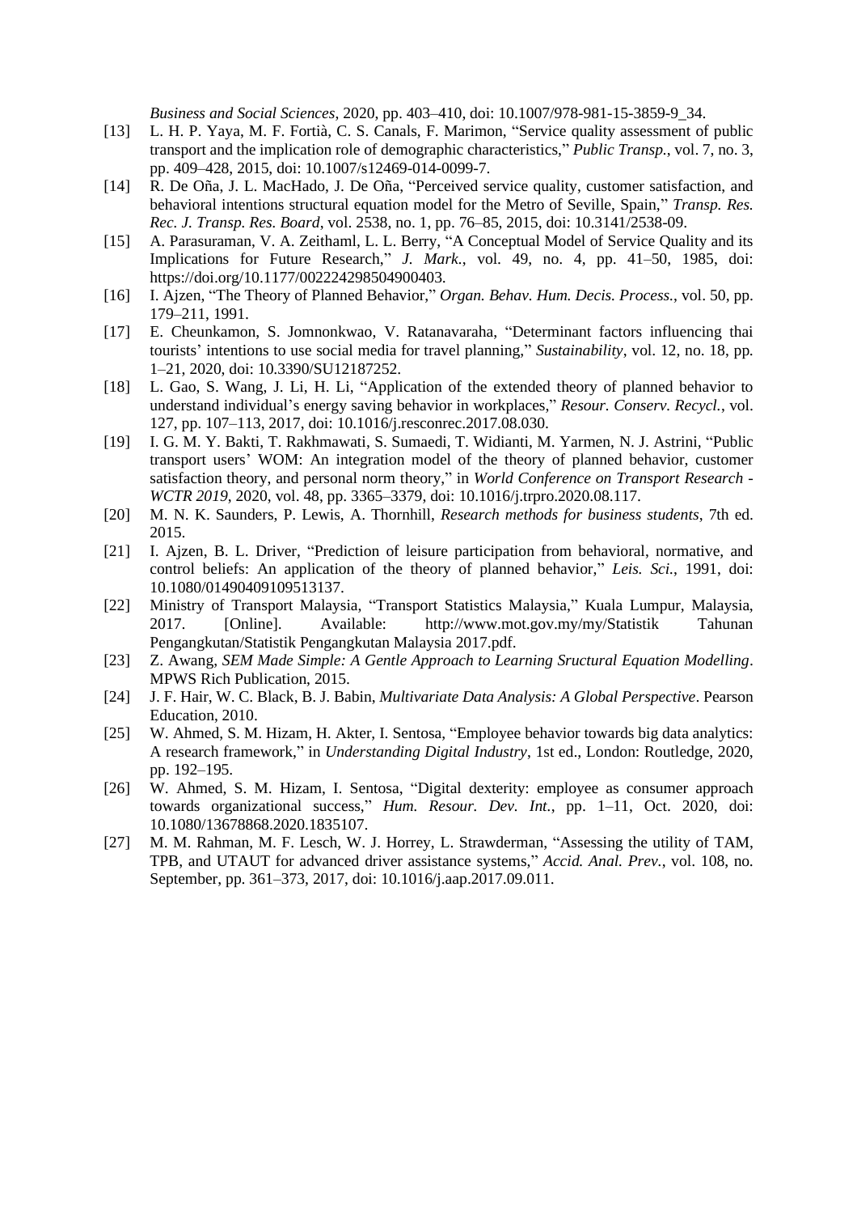*Business and Social Sciences*, 2020, pp. 403–410, doi: 10.1007/978-981-15-3859-9_34.

[13] L. H. P. Yaya, M. F. Fortià, C. S. Canals, F. Marimon, "Service quality assessment of public transport and the implication role of demographic characteristics," *Public Transp.*, vol. 7, no. 3, pp. 409–428, 2015, doi: 10.1007/s12469-014-0099-7.

[14] R. De Oña, J. L. MacHado, J. De Oña, "Perceived service quality, customer satisfaction, and behavioral intentions structural equation model for the Metro of Seville, Spain," *Transp. Res. Rec. J. Transp. Res. Board*, vol. 2538, no. 1, pp. 76–85, 2015, doi: 10.3141/2538-09.

[15] A. Parasuraman, V. A. Zeithaml, L. L. Berry, "A Conceptual Model of Service Quality and its Implications for Future Research," *J. Mark.*, vol. 49, no. 4, pp. 41–50, 1985, doi: https://doi.org/10.1177/002224298504900403.

[16] I. Ajzen, "The Theory of Planned Behavior," *Organ. Behav. Hum. Decis. Process.*, vol. 50, pp. 179–211, 1991.

[17] E. Cheunkamon, S. Jomnonkwao, V. Ratanavaraha, "Determinant factors influencing thai tourists' intentions to use social media for travel planning," *Sustainability*, vol. 12, no. 18, pp. 1–21, 2020, doi: 10.3390/SU12187252.

[18] L. Gao, S. Wang, J. Li, H. Li, "Application of the extended theory of planned behavior to understand individual's energy saving behavior in workplaces," *Resour. Conserv. Recycl.*, vol. 127, pp. 107–113, 2017, doi: 10.1016/j.resconrec.2017.08.030.

[19] I. G. M. Y. Bakti, T. Rakhmawati, S. Sumaedi, T. Widianti, M. Yarmen, N. J. Astrini, "Public transport users' WOM: An integration model of the theory of planned behavior, customer satisfaction theory, and personal norm theory," in *World Conference on Transport Research - WCTR 2019*, 2020, vol. 48, pp. 3365–3379, doi: 10.1016/j.trpro.2020.08.117.

[20] M. N. K. Saunders, P. Lewis, A. Thornhill, *Research methods for business students*, 7th ed. 2015.

[21] I. Ajzen, B. L. Driver, "Prediction of leisure participation from behavioral, normative, and control beliefs: An application of the theory of planned behavior," *Leis. Sci.*, 1991, doi: 10.1080/01490409109513137.

[22] Ministry of Transport Malaysia, "Transport Statistics Malaysia," Kuala Lumpur, Malaysia, 2017. [Online]. Available: http://www.mot.gov.my/my/Statistik Tahunan Pengangkutan/Statistik Pengangkutan Malaysia 2017.pdf.

[23] Z. Awang, *SEM Made Simple: A Gentle Approach to Learning Sructural Equation Modelling*. MPWS Rich Publication, 2015.

[24] J. F. Hair, W. C. Black, B. J. Babin, *Multivariate Data Analysis: A Global Perspective*. Pearson Education, 2010.

[25] W. Ahmed, S. M. Hizam, H. Akter, I. Sentosa, "Employee behavior towards big data analytics: A research framework," in *Understanding Digital Industry*, 1st ed., London: Routledge, 2020, pp. 192–195.

[26] W. Ahmed, S. M. Hizam, I. Sentosa, "Digital dexterity: employee as consumer approach towards organizational success," *Hum. Resour. Dev. Int.*, pp. 1–11, Oct. 2020, doi: 10.1080/13678868.2020.1835107.

[27] M. M. Rahman, M. F. Lesch, W. J. Horrey, L. Strawderman, "Assessing the utility of TAM, TPB, and UTAUT for advanced driver assistance systems," *Accid. Anal. Prev.*, vol. 108, no. September, pp. 361–373, 2017, doi: 10.1016/j.aap.2017.09.011.